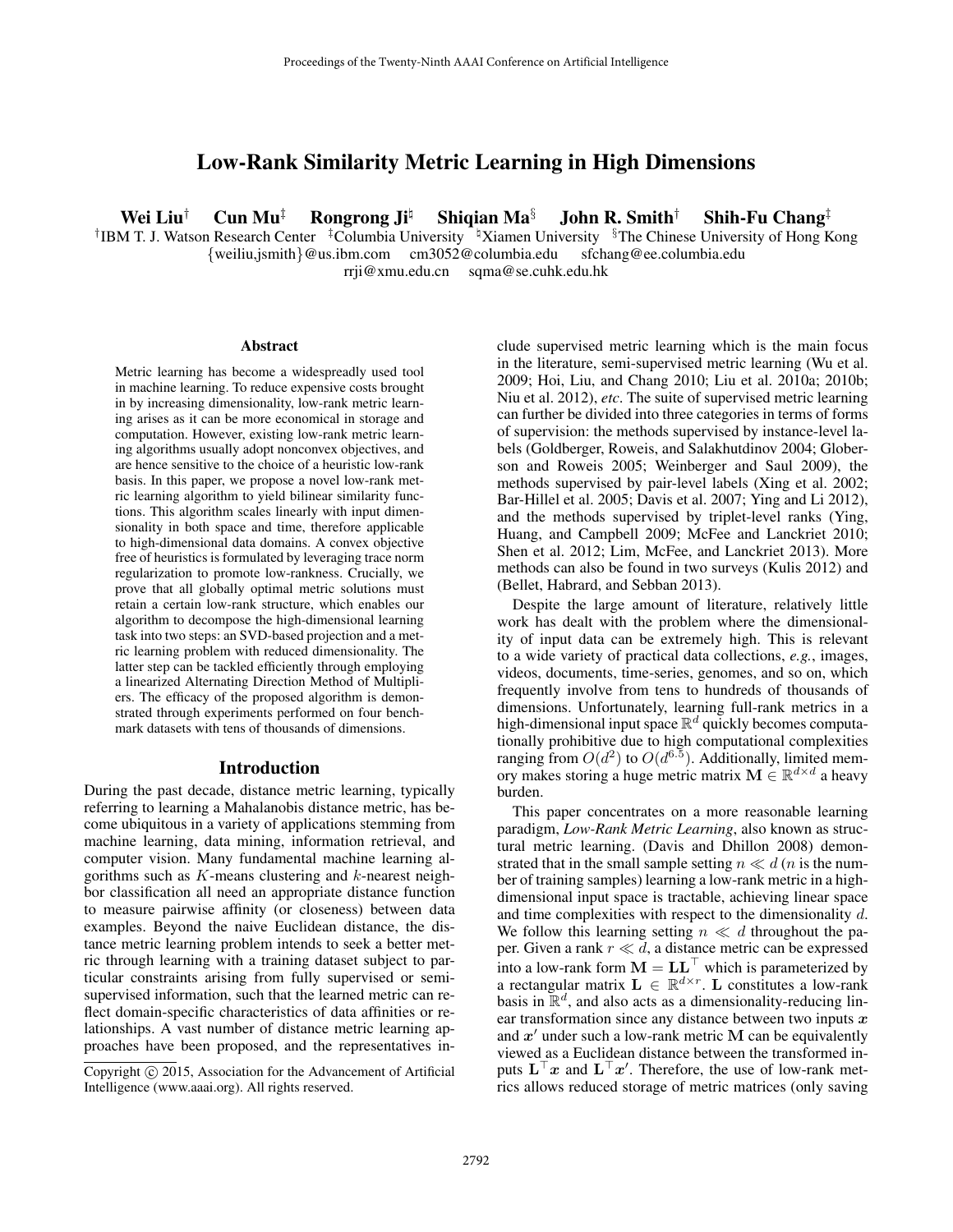# Low-Rank Similarity Metric Learning in High Dimensions

**Wei Liu**[†] **Cun Mu**[‡] **Rongrong Ji**[♮] **Shiqian Ma**[§] **John R. Smith**[†] **Shih-Fu Chang**[‡]

[†]IBM T. J. Watson Research Center [‡]Columbia University [♮]Xiamen University [§]The Chinese University of Hong Kong
{weiliu,jsmith}@us.ibm.com cm3052@columbia.edu sfchang@ee.columbia.edu
rrji@xmu.edu.cn sqma@se.cuhk.edu.hk

## Abstract

Metric learning has become a widespreadly used tool in machine learning. To reduce expensive costs brought in by increasing dimensionality, low-rank metric learning arises as it can be more economical in storage and computation. However, existing low-rank metric learning algorithms usually adopt nonconvex objectives, and are hence sensitive to the choice of a heuristic low-rank basis. In this paper, we propose a novel low-rank metric learning algorithm to yield bilinear similarity functions. This algorithm scales linearly with input dimensionality in both space and time, therefore applicable to high-dimensional data domains. A convex objective free of heuristics is formulated by leveraging trace norm regularization to promote low-rankness. Crucially, we prove that all globally optimal metric solutions must retain a certain low-rank structure, which enables our algorithm to decompose the high-dimensional learning task into two steps: an SVD-based projection and a metric learning problem with reduced dimensionality. The latter step can be tackled efficiently through employing a linearized Alternating Direction Method of Multipliers. The efficacy of the proposed algorithm is demonstrated through experiments performed on four benchmark datasets with tens of thousands of dimensions.

## Introduction

During the past decade, distance metric learning, typically referring to learning a Mahalanobis distance metric, has become ubiquitous in a variety of applications stemming from machine learning, data mining, information retrieval, and computer vision. Many fundamental machine learning algorithms such as $K$-means clustering and $k$-nearest neighbor classification all need an appropriate distance function to measure pairwise affinity (or closeness) between data examples. Beyond the naive Euclidean distance, the distance metric learning problem intends to seek a better metric through learning with a training dataset subject to particular constraints arising from fully supervised or semi-supervised information, such that the learned metric can reflect domain-specific characteristics of data affinities or relationships. A vast number of distance metric learning approaches have been proposed, and the representatives include supervised metric learning which is the main focus in the literature, semi-supervised metric learning (Wu et al. 2009; Hoi, Liu, and Chang 2010; Liu et al. 2010a; 2010b; Niu et al. 2012), *etc*. The suite of supervised metric learning can further be divided into three categories in terms of forms of supervision: the methods supervised by instance-level labels (Goldberger, Roweis, and Salakhutdinov 2004; Globerson and Roweis 2005; Weinberger and Saul 2009), the methods supervised by pair-level labels (Xing et al. 2002; Bar-Hillel et al. 2005; Davis et al. 2007; Ying and Li 2012), and the methods supervised by triplet-level ranks (Ying, Huang, and Campbell 2009; McFee and Lanckriet 2010; Shen et al. 2012; Lim, McFee, and Lanckriet 2013). More methods can also be found in two surveys (Kulis 2012) and (Bellet, Habrard, and Sebban 2013).

Despite the large amount of literature, relatively little work has dealt with the problem where the dimensionality of input data can be extremely high. This is relevant to a wide variety of practical data collections, *e.g.*, images, videos, documents, time-series, genomes, and so on, which frequently involve from tens to hundreds of thousands of dimensions. Unfortunately, learning full-rank metrics in a high-dimensional input space $\mathbb{R}^d$ quickly becomes computationally prohibitive due to high computational complexities ranging from $O(d^2)$ to $O(d^{6.5})$. Additionally, limited memory makes storing a huge metric matrix $\mathbf{M} \in \mathbb{R}^{d \times d}$ a heavy burden.

This paper concentrates on a more reasonable learning paradigm, *Low-Rank Metric Learning*, also known as structural metric learning. (Davis and Dhillon 2008) demonstrated that in the small sample setting $n \ll d$ ($n$ is the number of training samples) learning a low-rank metric in a high-dimensional input space is tractable, achieving linear space and time complexities with respect to the dimensionality $d$. We follow this learning setting $n \ll d$ throughout the paper. Given a rank $r \ll d$, a distance metric can be expressed into a low-rank form $\mathbf{M} = \mathbf{L}\mathbf{L}^\top$ which is parameterized by a rectangular matrix $\mathbf{L} \in \mathbb{R}^{d \times r}$. $\mathbf{L}$ constitutes a low-rank basis in $\mathbb{R}^d$, and also acts as a dimensionality-reducing linear transformation since any distance between two inputs $\boldsymbol{x}$ and $\boldsymbol{x}'$ under such a low-rank metric $\mathbf{M}$ can be equivalently viewed as a Euclidean distance between the transformed inputs $\mathbf{L}^\top \boldsymbol{x}$ and $\mathbf{L}^\top \boldsymbol{x}'$. Therefore, the use of low-rank metrics allows reduced storage of metric matrices (only saving

Copyright © 2015, Association for the Advancement of Artificial Intelligence (www.aaai.org). All rights reserved.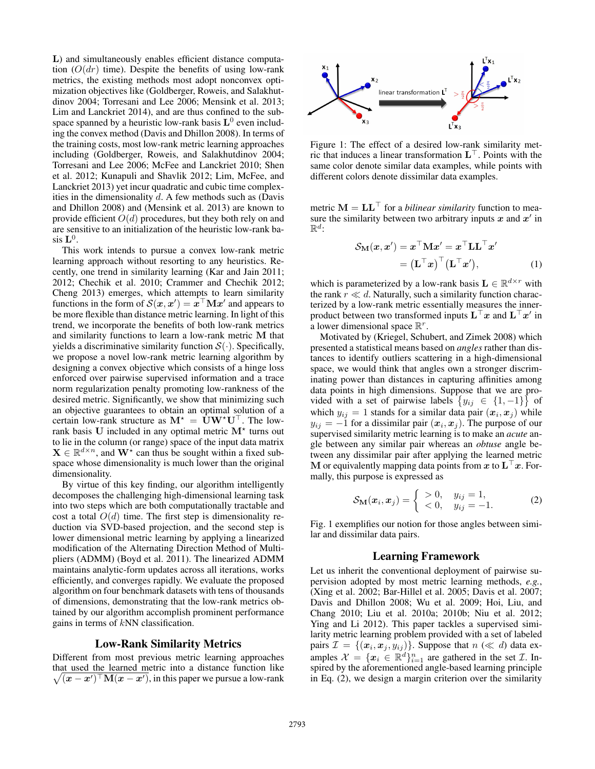L) and simultaneously enables efficient distance computation ($O(dr)$ time). Despite the benefits of using low-rank metrics, the existing methods most adopt nonconvex optimization objectives like (Goldberger, Roweis, and Salakhutdinov 2004; Torresani and Lee 2006; Mensink et al. 2013; Lim and Lanckriet 2014), and are thus confined to the subspace spanned by a heuristic low-rank basis $\mathbf{L}^0$ even including the convex method (Davis and Dhillon 2008). In terms of the training costs, most low-rank metric learning approaches including (Goldberger, Roweis, and Salakhutdinov 2004; Torresani and Lee 2006; McFee and Lanckriet 2010; Shen et al. 2012; Kunapuli and Shavlik 2012; Lim, McFee, and Lanckriet 2013) yet incur quadratic and cubic time complexities in the dimensionality $d$. A few methods such as (Davis and Dhillon 2008) and (Mensink et al. 2013) are known to provide efficient $O(d)$ procedures, but they both rely on and are sensitive to an initialization of the heuristic low-rank basis $\mathbf{L}^0$.

This work intends to pursue a convex low-rank metric learning approach without resorting to any heuristics. Recently, one trend in similarity learning (Kar and Jain 2011; 2012; Chechik et al. 2010; Crammer and Chechik 2012; Cheng 2013) emerges, which attempts to learn similarity functions in the form of $\mathcal{S}(\boldsymbol{x}, \boldsymbol{x}') = \boldsymbol{x}^\top \mathbf{M} \boldsymbol{x}'$ and appears to be more flexible than distance metric learning. In light of this trend, we incorporate the benefits of both low-rank metrics and similarity functions to learn a low-rank metric $\mathbf{M}$ that yields a discriminative similarity function $\mathcal{S}(\cdot)$. Specifically, we propose a novel low-rank metric learning algorithm by designing a convex objective which consists of a hinge loss enforced over pairwise supervised information and a trace norm regularization penalty promoting low-rankness of the desired metric. Significantly, we show that minimizing such an objective guarantees to obtain an optimal solution of a certain low-rank structure as $\mathbf{M}^\star = \mathbf{U}\mathbf{W}^\star\mathbf{U}^\top$. The low-rank basis $\mathbf{U}$ included in any optimal metric $\mathbf{M}^\star$ turns out to lie in the column (or range) space of the input data matrix $\mathbf{X} \in \mathbb{R}^{d \times n}$, and $\mathbf{W}^\star$ can thus be sought within a fixed subspace whose dimensionality is much lower than the original dimensionality.

By virtue of this key finding, our algorithm intelligently decomposes the challenging high-dimensional learning task into two steps which are both computationally tractable and cost a total $O(d)$ time. The first step is dimensionality reduction via SVD-based projection, and the second step is lower dimensional metric learning by applying a linearized modification of the Alternating Direction Method of Multipliers (ADMM) (Boyd et al. 2011). The linearized ADMM maintains analytic-form updates across all iterations, works efficiently, and converges rapidly. We evaluate the proposed algorithm on four benchmark datasets with tens of thousands of dimensions, demonstrating that the low-rank metrics obtained by our algorithm accomplish prominent performance gains in terms of $k$NN classification.

## Low-Rank Similarity Metrics

Different from most previous metric learning approaches that used the learned metric into a distance function like $\sqrt{(\boldsymbol{x} - \boldsymbol{x}')^\top \mathbf{M} (\boldsymbol{x} - \boldsymbol{x}')}$, in this paper we pursue a low-rank metric $\mathbf{M} = \mathbf{L}\mathbf{L}^\top$ for a *bilinear similarity* function to measure the similarity between two arbitrary inputs $\boldsymbol{x}$ and $\boldsymbol{x}'$ in $\mathbb{R}^d$:

$$
\begin{aligned}
\mathcal{S}_{\mathbf{M}}(\boldsymbol{x}, \boldsymbol{x}') &= \boldsymbol{x}^\top \mathbf{M} \boldsymbol{x}' = \boldsymbol{x}^\top \mathbf{L}\mathbf{L}^\top \boldsymbol{x}' \\
&= \left(\mathbf{L}^\top \boldsymbol{x}\right)^\top \left(\mathbf{L}^\top \boldsymbol{x}'\right),
\end{aligned}
\tag{1}
$$

which is parameterized by a low-rank basis $\mathbf{L} \in \mathbb{R}^{d \times r}$ with the rank $r \ll d$. Naturally, such a similarity function characterized by a low-rank metric essentially measures the inner-product between two transformed inputs $\mathbf{L}^\top \boldsymbol{x}$ and $\mathbf{L}^\top \boldsymbol{x}'$ in a lower dimensional space $\mathbb{R}^r$.

Figure 1: The effect of a desired low-rank similarity metric that induces a linear transformation $\mathbf{L}^\top$. Points with the same color denote similar data examples, while points with different colors denote dissimilar data examples.

Motivated by (Kriegel, Schubert, and Zimek 2008) which presented a statistical means based on *angles* rather than distances to identify outliers scattering in a high-dimensional space, we would think that angles own a stronger discriminating power than distances in capturing affinities among data points in high dimensions. Suppose that we are provided with a set of pairwise labels $\{y_{ij} \in \{1, -1\}\}$ of which $y_{ij} = 1$ stands for a similar data pair $(\boldsymbol{x}_i, \boldsymbol{x}_j)$ while $y_{ij} = -1$ for a dissimilar pair $(\boldsymbol{x}_i, \boldsymbol{x}_j)$. The purpose of our supervised similarity metric learning is to make an *acute* angle between any similar pair whereas an *obtuse* angle between any dissimilar pair after applying the learned metric $\mathbf{M}$ or equivalently mapping data points from $\boldsymbol{x}$ to $\mathbf{L}^\top \boldsymbol{x}$. Formally, this purpose is expressed as

$$
\mathcal{S}_{\mathbf{M}}(\boldsymbol{x}_i, \boldsymbol{x}_j) = \begin{cases} > 0, & y_{ij} = 1, \\ < 0, & y_{ij} = -1. \end{cases}
\tag{2}
$$

Fig. 1 exemplifies our notion for those angles between similar and dissimilar data pairs.

## Learning Framework

Let us inherit the conventional deployment of pairwise supervision adopted by most metric learning methods, *e.g.*, (Xing et al. 2002; Bar-Hillel et al. 2005; Davis et al. 2007; Davis and Dhillon 2008; Wu et al. 2009; Hoi, Liu, and Chang 2010; Liu et al. 2010a; 2010b; Niu et al. 2012; Ying and Li 2012). This paper tackles a supervised similarity metric learning problem provided with a set of labeled pairs $\mathcal{I} = \{(\boldsymbol{x}_i, \boldsymbol{x}_j, y_{ij})\}$. Suppose that $n$ ($\ll d$) data examples $\mathcal{X} = \{\boldsymbol{x}_i \in \mathbb{R}^d\}_{i=1}^n$ are gathered in the set $\mathcal{I}$. Inspired by the aforementioned angle-based learning principle in Eq. (2), we design a margin criterion over the similarity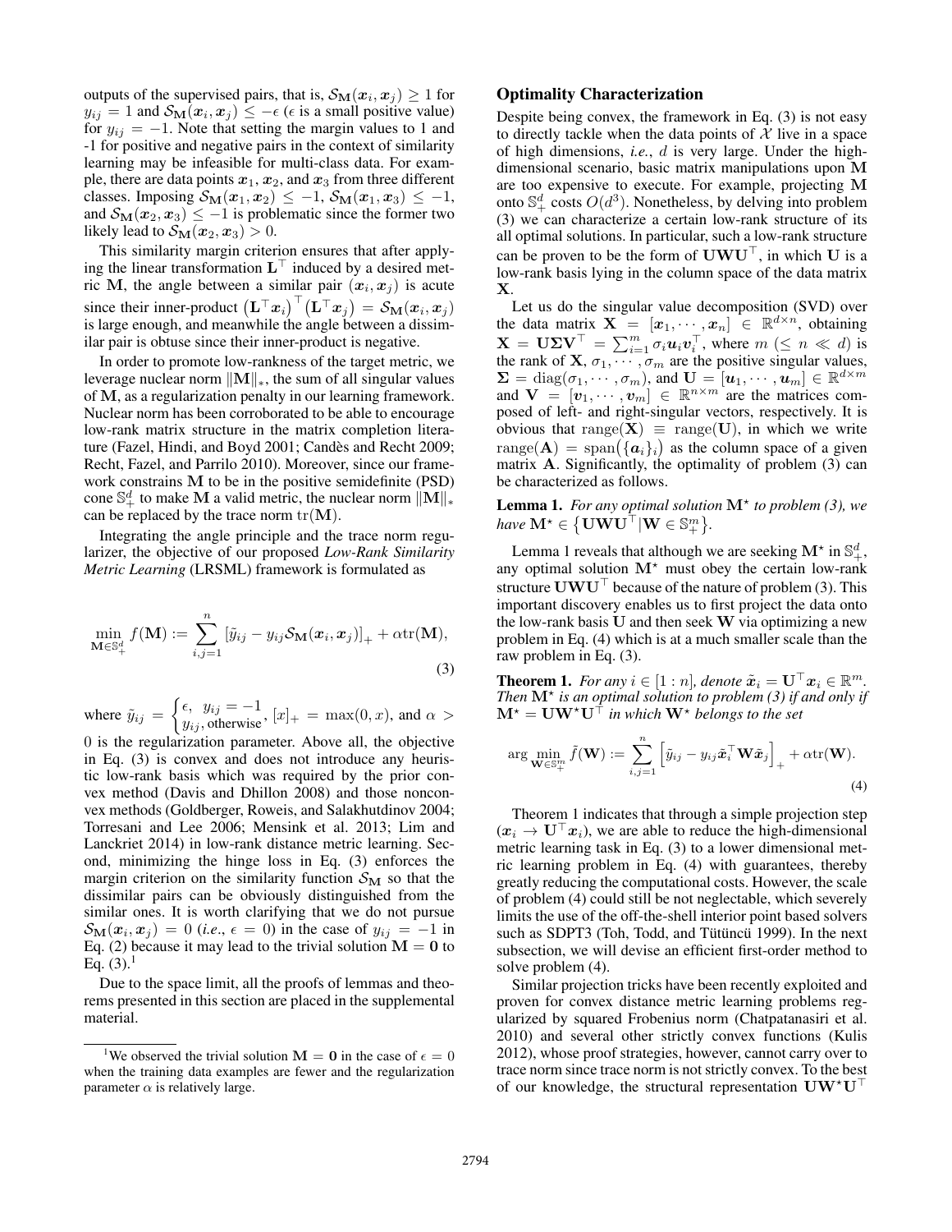outputs of the supervised pairs, that is, $\mathcal{S}_{\mathbf{M}}(\boldsymbol{x}_i, \boldsymbol{x}_j) \geq 1$ for $y_{ij} = 1$ and $\mathcal{S}_{\mathbf{M}}(\boldsymbol{x}_i, \boldsymbol{x}_j) \leq -\epsilon$ ($\epsilon$ is a small positive value) for $y_{ij} = -1$. Note that setting the margin values to 1 and -1 for positive and negative pairs in the context of similarity learning may be infeasible for multi-class data. For example, there are data points $\boldsymbol{x}_1$, $\boldsymbol{x}_2$, and $\boldsymbol{x}_3$ from three different classes. Imposing $\mathcal{S}_{\mathbf{M}}(\boldsymbol{x}_1, \boldsymbol{x}_2) \leq -1$, $\mathcal{S}_{\mathbf{M}}(\boldsymbol{x}_1, \boldsymbol{x}_3) \leq -1$, and $\mathcal{S}_{\mathbf{M}}(\boldsymbol{x}_2, \boldsymbol{x}_3) \leq -1$ is problematic since the former two likely lead to $\mathcal{S}_{\mathbf{M}}(\boldsymbol{x}_2, \boldsymbol{x}_3) > 0$.

This similarity margin criterion ensures that after applying the linear transformation $\mathbf{L}^\top$ induced by a desired metric $\mathbf{M}$, the angle between a similar pair $(\boldsymbol{x}_i, \boldsymbol{x}_j)$ is acute since their inner-product $\left(\mathbf{L}^\top \boldsymbol{x}_i\right)^\top \left(\mathbf{L}^\top \boldsymbol{x}_j\right) = \mathcal{S}_{\mathbf{M}}(\boldsymbol{x}_i, \boldsymbol{x}_j)$ is large enough, and meanwhile the angle between a dissimilar pair is obtuse since their inner-product is negative.

In order to promote low-rankness of the target metric, we leverage nuclear norm $\|\mathbf{M}\|_*$, the sum of all singular values of $\mathbf{M}$, as a regularization penalty in our learning framework. Nuclear norm has been corroborated to be able to encourage low-rank matrix structure in the matrix completion literature (Fazel, Hindi, and Boyd 2001; Candès and Recht 2009; Recht, Fazel, and Parrilo 2010). Moreover, since our framework constrains $\mathbf{M}$ to be in the positive semidefinite (PSD) cone $\mathbb{S}_+^d$ to make $\mathbf{M}$ a valid metric, the nuclear norm $\|\mathbf{M}\|_*$ can be replaced by the trace norm $\mathrm{tr}(\mathbf{M})$.

Integrating the angle principle and the trace norm regularizer, the objective of our proposed *Low-Rank Similarity Metric Learning* (LRSML) framework is formulated as

$$\min_{\mathbf{M} \in \mathbb{S}_+^d} f(\mathbf{M}) := \sum_{i,j=1}^{n} \left[\tilde{y}_{ij} - y_{ij}\mathcal{S}_{\mathbf{M}}(\boldsymbol{x}_i, \boldsymbol{x}_j)\right]_+ + \alpha \mathrm{tr}(\mathbf{M}), \tag{3}$$

where $\tilde{y}_{ij} = \begin{cases} \epsilon, & y_{ij} = -1 \\ y_{ij}, & \text{otherwise} \end{cases}$, $[x]_+ = \max(0, x)$, and $\alpha > 0$ is the regularization parameter. Above all, the objective in Eq. (3) is convex and does not introduce any heuristic low-rank basis which was required by the prior convex method (Davis and Dhillon 2008) and those nonconvex methods (Goldberger, Roweis, and Salakhutdinov 2004; Torresani and Lee 2006; Mensink et al. 2013; Lim and Lanckriet 2014) in low-rank distance metric learning. Second, minimizing the hinge loss in Eq. (3) enforces the margin criterion on the similarity function $\mathcal{S}_{\mathbf{M}}$ so that the dissimilar pairs can be obviously distinguished from the similar ones. It is worth clarifying that we do not pursue $\mathcal{S}_{\mathbf{M}}(\boldsymbol{x}_i, \boldsymbol{x}_j) = 0$ (*i.e.*, $\epsilon = 0$) in the case of $y_{ij} = -1$ in Eq. (2) because it may lead to the trivial solution $\mathbf{M} = \mathbf{0}$ to Eq. (3).[1]

Due to the space limit, all the proofs of lemmas and theorems presented in this section are placed in the supplemental material.

[1] We observed the trivial solution $\mathbf{M} = \mathbf{0}$ in the case of $\epsilon = 0$ when the training data examples are fewer and the regularization parameter $\alpha$ is relatively large.

### Optimality Characterization

Despite being convex, the framework in Eq. (3) is not easy to directly tackle when the data points of $\mathcal{X}$ live in a space of high dimensions, *i.e.*, $d$ is very large. Under the high-dimensional scenario, basic matrix manipulations upon $\mathbf{M}$ are too expensive to execute. For example, projecting $\mathbf{M}$ onto $\mathbb{S}_+^d$ costs $O(d^3)$. Nonetheless, by delving into problem (3) we can characterize a certain low-rank structure of its all optimal solutions. In particular, such a low-rank structure can be proven to be the form of $\mathbf{U}\mathbf{W}\mathbf{U}^\top$, in which $\mathbf{U}$ is a low-rank basis lying in the column space of the data matrix $\mathbf{X}$.

Let us do the singular value decomposition (SVD) over the data matrix $\mathbf{X} = [\boldsymbol{x}_1, \cdots, \boldsymbol{x}_n] \in \mathbb{R}^{d \times n}$, obtaining $\mathbf{X} = \mathbf{U}\mathbf{\Sigma}\mathbf{V}^\top = \sum_{i=1}^{m} \sigma_i \boldsymbol{u}_i \boldsymbol{v}_i^\top$, where $m$ ($\leq n \ll d$) is the rank of $\mathbf{X}$, $\sigma_1, \cdots, \sigma_m$ are the positive singular values, $\mathbf{\Sigma} = \mathrm{diag}(\sigma_1, \cdots, \sigma_m)$, and $\mathbf{U} = [\boldsymbol{u}_1, \cdots, \boldsymbol{u}_m] \in \mathbb{R}^{d \times m}$ and $\mathbf{V} = [\boldsymbol{v}_1, \cdots, \boldsymbol{v}_m] \in \mathbb{R}^{n \times m}$ are the matrices composed of left- and right-singular vectors, respectively. It is obvious that $\mathrm{range}(\mathbf{X}) \equiv \mathrm{range}(\mathbf{U})$, in which we write $\mathrm{range}(\mathbf{A}) = \mathrm{span}\big(\{\boldsymbol{a}_i\}_i\big)$ as the column space of a given matrix $\mathbf{A}$. Significantly, the optimality of problem (3) can be characterized as follows.

**Lemma 1.** *For any optimal solution $\mathbf{M}^\star$ to problem (3), we have $\mathbf{M}^\star \in \big\{\mathbf{U}\mathbf{W}\mathbf{U}^\top | \mathbf{W} \in \mathbb{S}_+^m\big\}$.*

Lemma 1 reveals that although we are seeking $\mathbf{M}^\star$ in $\mathbb{S}_+^d$, any optimal solution $\mathbf{M}^\star$ must obey the certain low-rank structure $\mathbf{U}\mathbf{W}\mathbf{U}^\top$ because of the nature of problem (3). This important discovery enables us to first project the data onto the low-rank basis $\mathbf{U}$ and then seek $\mathbf{W}$ via optimizing a new problem in Eq. (4) which is at a much smaller scale than the raw problem in Eq. (3).

**Theorem 1.** *For any $i \in [1:n]$, denote $\tilde{\boldsymbol{x}}_i = \mathbf{U}^\top \boldsymbol{x}_i \in \mathbb{R}^m$. Then $\mathbf{M}^\star$ is an optimal solution to problem (3) if and only if $\mathbf{M}^\star = \mathbf{U}\mathbf{W}^\star\mathbf{U}^\top$ in which $\mathbf{W}^\star$ belongs to the set*

$$\arg\min_{\mathbf{W} \in \mathbb{S}_+^m} \tilde{f}(\mathbf{W}) := \sum_{i,j=1}^{n} \left[\tilde{y}_{ij} - y_{ij}\tilde{\boldsymbol{x}}_i^\top \mathbf{W} \tilde{\boldsymbol{x}}_j\right]_+ + \alpha \mathrm{tr}(\mathbf{W}). \tag{4}$$

Theorem 1 indicates that through a simple projection step ($\boldsymbol{x}_i \rightarrow \mathbf{U}^\top \boldsymbol{x}_i$), we are able to reduce the high-dimensional metric learning task in Eq. (3) to a lower dimensional metric learning problem in Eq. (4) with guarantees, thereby greatly reducing the computational costs. However, the scale of problem (4) could still be not neglectable, which severely limits the use of the off-the-shell interior point based solvers such as SDPT3 (Toh, Todd, and Tütüncü 1999). In the next subsection, we will devise an efficient first-order method to solve problem (4).

Similar projection tricks have been recently exploited and proven for convex distance metric learning problems regularized by squared Frobenius norm (Chatpatanasiri et al. 2010) and several other strictly convex functions (Kulis 2012), whose proof strategies, however, cannot carry over to trace norm since trace norm is not strictly convex. To the best of our knowledge, the structural representation $\mathbf{U}\mathbf{W}^\star\mathbf{U}^\top$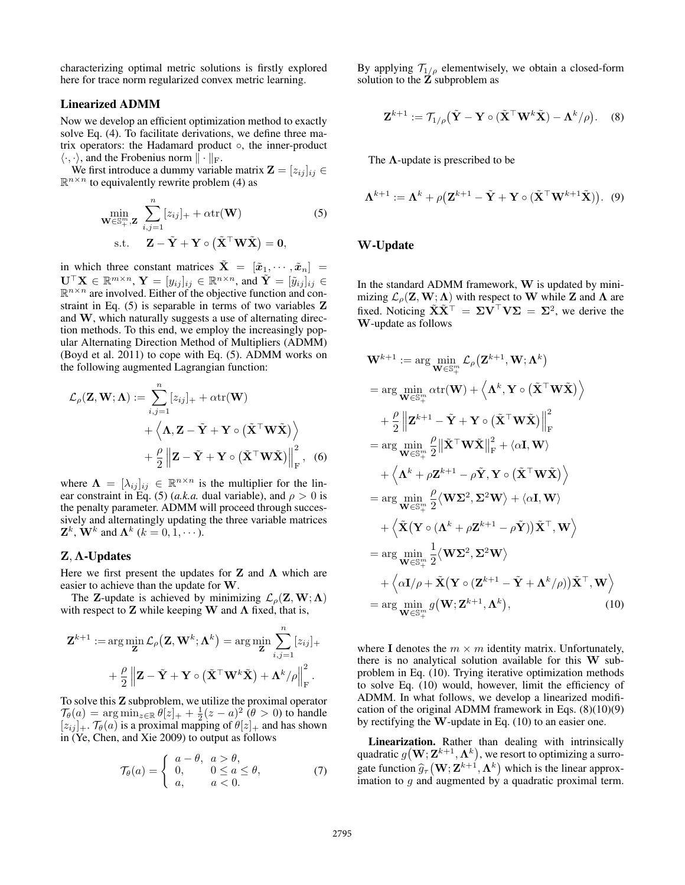characterizing optimal metric solutions is firstly explored here for trace norm regularized convex metric learning.

## Linearized ADMM

Now we develop an efficient optimization method to exactly solve Eq. (4). To facilitate derivations, we define three matrix operators: the Hadamard product $\circ$, the inner-product $\langle \cdot, \cdot \rangle$, and the Frobenius norm $\| \cdot \|_{\mathrm{F}}$.

We first introduce a dummy variable matrix $\mathbf{Z} = [z_{ij}]_{ij} \in \mathbb{R}^{n \times n}$ to equivalently rewrite problem (4) as

$$\min_{\mathbf{W} \in \mathbb{S}_+^m, \mathbf{Z}} \sum_{i,j=1}^{n} [z_{ij}]_+ + \alpha \mathrm{tr}(\mathbf{W}) \quad \text{s.t.} \quad \mathbf{Z} - \tilde{\mathbf{Y}} + \mathbf{Y} \circ \left( \tilde{\mathbf{X}}^\top \mathbf{W} \tilde{\mathbf{X}} \right) = \mathbf{0}, \tag{5}$$

in which three constant matrices $\tilde{\mathbf{X}} = [\tilde{\boldsymbol{x}}_1, \cdots, \tilde{\boldsymbol{x}}_n] = \mathbf{U}^\top \mathbf{X} \in \mathbb{R}^{m \times n}$, $\mathbf{Y} = [y_{ij}]_{ij} \in \mathbb{R}^{n \times n}$, and $\tilde{\mathbf{Y}} = [\tilde{y}_{ij}]_{ij} \in \mathbb{R}^{n \times n}$ are involved. Either of the objective function and constraint in Eq. (5) is separable in terms of two variables $\mathbf{Z}$ and $\mathbf{W}$, which naturally suggests a use of alternating direction methods. To this end, we employ the increasingly popular Alternating Direction Method of Multipliers (ADMM) (Boyd et al. 2011) to cope with Eq. (5). ADMM works on the following augmented Lagrangian function:

$$\begin{aligned} \mathcal{L}_\rho(\mathbf{Z}, \mathbf{W}; \boldsymbol{\Lambda}) := & \sum_{i,j=1}^{n} [z_{ij}]_+ + \alpha \mathrm{tr}(\mathbf{W}) \\ & + \left\langle \boldsymbol{\Lambda}, \mathbf{Z} - \tilde{\mathbf{Y}} + \mathbf{Y} \circ \left( \tilde{\mathbf{X}}^\top \mathbf{W} \tilde{\mathbf{X}} \right) \right\rangle \\ & + \frac{\rho}{2} \left\| \mathbf{Z} - \tilde{\mathbf{Y}} + \mathbf{Y} \circ \left( \tilde{\mathbf{X}}^\top \mathbf{W} \tilde{\mathbf{X}} \right) \right\|_{\mathrm{F}}^2, \end{aligned} \tag{6}$$

where $\boldsymbol{\Lambda} = [\lambda_{ij}]_{ij} \in \mathbb{R}^{n \times n}$ is the multiplier for the linear constraint in Eq. (5) (*a.k.a.* dual variable), and $\rho > 0$ is the penalty parameter. ADMM will proceed through successively and alternatingly updating the three variable matrices $\mathbf{Z}^k$, $\mathbf{W}^k$ and $\boldsymbol{\Lambda}^k$ ($k = 0, 1, \cdots$).

### Z, Λ-Updates

Here we first present the updates for $\mathbf{Z}$ and $\boldsymbol{\Lambda}$ which are easier to achieve than the update for $\mathbf{W}$.

The $\mathbf{Z}$-update is achieved by minimizing $\mathcal{L}_\rho(\mathbf{Z}, \mathbf{W}; \boldsymbol{\Lambda})$ with respect to $\mathbf{Z}$ while keeping $\mathbf{W}$ and $\boldsymbol{\Lambda}$ fixed, that is,

$$\begin{aligned} \mathbf{Z}^{k+1} := \arg\min_{\mathbf{Z}} \mathcal{L}_\rho\big(\mathbf{Z}, \mathbf{W}^k; \boldsymbol{\Lambda}^k\big) = \arg\min_{\mathbf{Z}} \sum_{i,j=1}^{n} [z_{ij}]_+ \\ + \frac{\rho}{2} \left\| \mathbf{Z} - \tilde{\mathbf{Y}} + \mathbf{Y} \circ \left( \tilde{\mathbf{X}}^\top \mathbf{W}^k \tilde{\mathbf{X}} \right) + \boldsymbol{\Lambda}^k / \rho \right\|_{\mathrm{F}}^2. \end{aligned}$$

To solve this $\mathbf{Z}$ subproblem, we utilize the proximal operator $\mathcal{T}_\theta(a) = \arg\min_{z \in \mathbb{R}} \theta[z]_+ + \frac{1}{2}(z-a)^2$ ($\theta > 0$) to handle $[z_{ij}]_+$. $\mathcal{T}_\theta(a)$ is a proximal mapping of $\theta[z]_+$ and has shown in (Ye, Chen, and Xie 2009) to output as follows

$$\mathcal{T}_\theta(a) = \begin{cases} a - \theta, & a > \theta, \\ 0, & 0 \le a \le \theta, \\ a, & a < 0. \end{cases} \tag{7}$$

By applying $\mathcal{T}_{1/\rho}$ elementwisely, we obtain a closed-form solution to the $\mathbf{Z}$ subproblem as

$$\mathbf{Z}^{k+1} := \mathcal{T}_{1/\rho}\big( \tilde{\mathbf{Y}} - \mathbf{Y} \circ (\tilde{\mathbf{X}}^\top \mathbf{W}^k \tilde{\mathbf{X}}) - \boldsymbol{\Lambda}^k / \rho \big). \tag{8}$$

The $\boldsymbol{\Lambda}$-update is prescribed to be

$$\boldsymbol{\Lambda}^{k+1} := \boldsymbol{\Lambda}^k + \rho \big( \mathbf{Z}^{k+1} - \tilde{\mathbf{Y}} + \mathbf{Y} \circ (\tilde{\mathbf{X}}^\top \mathbf{W}^{k+1} \tilde{\mathbf{X}}) \big). \tag{9}$$

### W-Update

In the standard ADMM framework, $\mathbf{W}$ is updated by minimizing $\mathcal{L}_\rho(\mathbf{Z}, \mathbf{W}; \boldsymbol{\Lambda})$ with respect to $\mathbf{W}$ while $\mathbf{Z}$ and $\boldsymbol{\Lambda}$ are fixed. Noticing $\tilde{\mathbf{X}} \tilde{\mathbf{X}}^\top = \boldsymbol{\Sigma} \mathbf{V}^\top \mathbf{V} \boldsymbol{\Sigma} = \boldsymbol{\Sigma}^2$, we derive the $\mathbf{W}$-update as follows

$$\begin{aligned} \mathbf{W}^{k+1} & := \arg\min_{\mathbf{W} \in \mathbb{S}_+^m} \mathcal{L}_\rho\big(\mathbf{Z}^{k+1}, \mathbf{W}; \boldsymbol{\Lambda}^k\big) \\ & = \arg\min_{\mathbf{W} \in \mathbb{S}_+^m} \alpha \mathrm{tr}(\mathbf{W}) + \left\langle \boldsymbol{\Lambda}^k, \mathbf{Y} \circ \left( \tilde{\mathbf{X}}^\top \mathbf{W} \tilde{\mathbf{X}} \right) \right\rangle \\ & \quad + \frac{\rho}{2} \left\| \mathbf{Z}^{k+1} - \tilde{\mathbf{Y}} + \mathbf{Y} \circ \left( \tilde{\mathbf{X}}^\top \mathbf{W} \tilde{\mathbf{X}} \right) \right\|_{\mathrm{F}}^2 \\ & = \arg\min_{\mathbf{W} \in \mathbb{S}_+^m} \frac{\rho}{2} \big\| \tilde{\mathbf{X}}^\top \mathbf{W} \tilde{\mathbf{X}} \big\|_{\mathrm{F}}^2 + \langle \alpha \mathbf{I}, \mathbf{W} \rangle \\ & \quad + \left\langle \boldsymbol{\Lambda}^k + \rho \mathbf{Z}^{k+1} - \rho \tilde{\mathbf{Y}}, \mathbf{Y} \circ \left( \tilde{\mathbf{X}}^\top \mathbf{W} \tilde{\mathbf{X}} \right) \right\rangle \\ & = \arg\min_{\mathbf{W} \in \mathbb{S}_+^m} \frac{\rho}{2} \big\langle \mathbf{W} \boldsymbol{\Sigma}^2, \boldsymbol{\Sigma}^2 \mathbf{W} \big\rangle + \langle \alpha \mathbf{I}, \mathbf{W} \rangle \\ & \quad + \left\langle \tilde{\mathbf{X}} \big( \mathbf{Y} \circ (\boldsymbol{\Lambda}^k + \rho \mathbf{Z}^{k+1} - \rho \tilde{\mathbf{Y}}) \big) \tilde{\mathbf{X}}^\top, \mathbf{W} \right\rangle \\ & = \arg\min_{\mathbf{W} \in \mathbb{S}_+^m} \frac{1}{2} \big\langle \mathbf{W} \boldsymbol{\Sigma}^2, \boldsymbol{\Sigma}^2 \mathbf{W} \big\rangle \\ & \quad + \left\langle \alpha \mathbf{I} / \rho + \tilde{\mathbf{X}} \big( \mathbf{Y} \circ (\mathbf{Z}^{k+1} - \tilde{\mathbf{Y}} + \boldsymbol{\Lambda}^k / \rho) \big) \tilde{\mathbf{X}}^\top, \mathbf{W} \right\rangle \\ & = \arg\min_{\mathbf{W} \in \mathbb{S}_+^m} g\big(\mathbf{W}; \mathbf{Z}^{k+1}, \boldsymbol{\Lambda}^k\big), \end{aligned} \tag{10}$$

where $\mathbf{I}$ denotes the $m \times m$ identity matrix. Unfortunately, there is no analytical solution available for this $\mathbf{W}$ subproblem in Eq. (10). Trying iterative optimization methods to solve Eq. (10) would, however, limit the efficiency of ADMM. In what follows, we develop a linearized modification of the original ADMM framework in Eqs. (8)(10)(9) by rectifying the $\mathbf{W}$-update in Eq. (10) to an easier one.

**Linearization.** Rather than dealing with intrinsically quadratic $g\big(\mathbf{W}; \mathbf{Z}^{k+1}, \boldsymbol{\Lambda}^k\big)$, we resort to optimizing a surrogate function $\widehat{g}_\tau\big(\mathbf{W}; \mathbf{Z}^{k+1}, \boldsymbol{\Lambda}^k\big)$ which is the linear approximation to $g$ and augmented by a quadratic proximal term.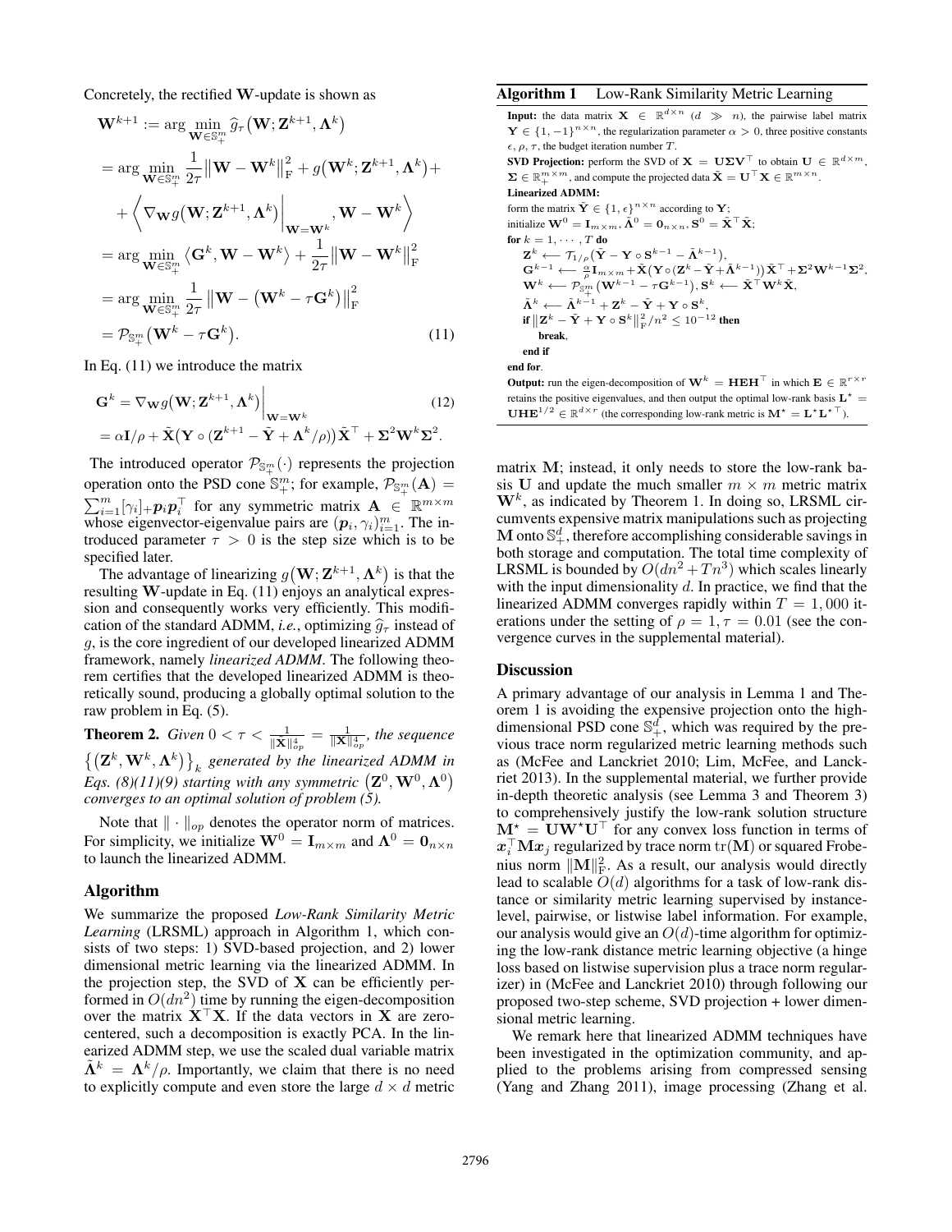Concretely, the rectified $\mathbf{W}$-update is shown as

$$
\begin{aligned}
\mathbf{W}^{k+1} &:= \arg\min_{\mathbf{W}\in\mathbb{S}_+^m} \widehat{g}_\tau\big(\mathbf{W};\mathbf{Z}^{k+1},\mathbf{\Lambda}^k\big) \\
&= \arg\min_{\mathbf{W}\in\mathbb{S}_+^m} \frac{1}{2\tau}\big\|\mathbf{W}-\mathbf{W}^k\big\|_{\mathrm{F}}^2 + g\big(\mathbf{W}^k;\mathbf{Z}^{k+1},\mathbf{\Lambda}^k\big) + \\
&\quad + \left\langle \nabla_{\mathbf{W}} g\big(\mathbf{W};\mathbf{Z}^{k+1},\mathbf{\Lambda}^k\big)\Big|_{\mathbf{W}=\mathbf{W}^k}, \mathbf{W}-\mathbf{W}^k \right\rangle \\
&= \arg\min_{\mathbf{W}\in\mathbb{S}_+^m} \big\langle \mathbf{G}^k, \mathbf{W}-\mathbf{W}^k\big\rangle + \frac{1}{2\tau}\big\|\mathbf{W}-\mathbf{W}^k\big\|_{\mathrm{F}}^2 \\
&= \arg\min_{\mathbf{W}\in\mathbb{S}_+^m} \frac{1}{2\tau}\left\|\mathbf{W}-\big(\mathbf{W}^k-\tau\mathbf{G}^k\big)\right\|_{\mathrm{F}}^2 \\
&= \mathcal{P}_{\mathbb{S}_+^m}\big(\mathbf{W}^k-\tau\mathbf{G}^k\big).
\end{aligned} \tag{11}
$$

In Eq. (11) we introduce the matrix

$$
\begin{aligned}
\mathbf{G}^k &= \nabla_{\mathbf{W}} g\big(\mathbf{W};\mathbf{Z}^{k+1},\mathbf{\Lambda}^k\big)\Big|_{\mathbf{W}=\mathbf{W}^k} \\
&= \alpha\mathbf{I}/\rho + \tilde{\mathbf{X}}\big(\mathbf{Y}\circ(\mathbf{Z}^{k+1}-\tilde{\mathbf{Y}}+\mathbf{\Lambda}^k/\rho)\big)\tilde{\mathbf{X}}^\top + \mathbf{\Sigma}^2\mathbf{W}^k\mathbf{\Sigma}^2.
\end{aligned} \tag{12}
$$

The introduced operator $\mathcal{P}_{\mathbb{S}_+^m}(\cdot)$ represents the projection operation onto the PSD cone $\mathbb{S}_+^m$; for example, $\mathcal{P}_{\mathbb{S}_+^m}(\mathbf{A}) = \sum_{i=1}^m [\gamma_i]_+ \boldsymbol{p}_i\boldsymbol{p}_i^\top$ for any symmetric matrix $\mathbf{A} \in \mathbb{R}^{m\times m}$ whose eigenvector-eigenvalue pairs are $(\boldsymbol{p}_i, \gamma_i)_{i=1}^m$. The introduced parameter $\tau > 0$ is the step size which is to be specified later.

The advantage of linearizing $g\big(\mathbf{W};\mathbf{Z}^{k+1},\mathbf{\Lambda}^k\big)$ is that the resulting $\mathbf{W}$-update in Eq. (11) enjoys an analytical expression and consequently works very efficiently. This modification of the standard ADMM, *i.e.*, optimizing $\widehat{g}_\tau$ instead of $g$, is the core ingredient of our developed linearized ADMM framework, namely *linearized ADMM*. The following theorem certifies that the developed linearized ADMM is theoretically sound, producing a globally optimal solution to the raw problem in Eq. (5).

**Theorem 2.** *Given $0 < \tau < \frac{1}{\|\mathbf{X}\|_{op}^4} = \frac{1}{\|\tilde{\mathbf{X}}\|_{op}^4}$, the sequence $\big\{\big(\mathbf{Z}^k, \mathbf{W}^k, \mathbf{\Lambda}^k\big)\big\}_k$ generated by the linearized ADMM in Eqs. (8)(11)(9) starting with any symmetric $\big(\mathbf{Z}^0, \mathbf{W}^0, \mathbf{\Lambda}^0\big)$ converges to an optimal solution of problem (5).*

Note that $\|\cdot\|_{op}$ denotes the operator norm of matrices. For simplicity, we initialize $\mathbf{W}^0 = \mathbf{I}_{m\times m}$ and $\mathbf{\Lambda}^0 = \mathbf{0}_{n\times n}$ to launch the linearized ADMM.

## Algorithm

We summarize the proposed *Low-Rank Similarity Metric Learning* (LRSML) approach in Algorithm 1, which consists of two steps: 1) SVD-based projection, and 2) lower dimensional metric learning via the linearized ADMM. In the projection step, the SVD of $\mathbf{X}$ can be efficiently performed in $O(dn^2)$ time by running the eigen-decomposition over the matrix $\mathbf{X}^\top\mathbf{X}$. If the data vectors in $\mathbf{X}$ are zero-centered, such a decomposition is exactly PCA. In the linearized ADMM step, we use the scaled dual variable matrix $\tilde{\mathbf{\Lambda}}^k = \mathbf{\Lambda}^k/\rho$. Importantly, we claim that there is no need to explicitly compute and even store the large $d\times d$ metric matrix $\mathbf{M}$; instead, it only needs to store the low-rank basis $\mathbf{U}$ and update the much smaller $m\times m$ metric matrix $\mathbf{W}^k$, as indicated by Theorem 1. In doing so, LRSML circumvents expensive matrix manipulations such as projecting $\mathbf{M}$ onto $\mathbb{S}_+^d$, therefore accomplishing considerable savings in both storage and computation. The total time complexity of LRSML is bounded by $O(dn^2 + Tn^3)$ which scales linearly with the input dimensionality $d$. In practice, we find that the linearized ADMM converges rapidly within $T = 1,000$ iterations under the setting of $\rho = 1, \tau = 0.01$ (see the convergence curves in the supplemental material).

**Algorithm 1** Low-Rank Similarity Metric Learning

**Input:** the data matrix $\mathbf{X} \in \mathbb{R}^{d\times n}$ ($d \gg n$), the pairwise label matrix $\mathbf{Y} \in \{1,-1\}^{n\times n}$, the regularization parameter $\alpha > 0$, three positive constants $\epsilon, \rho, \tau$, the budget iteration number $T$.

**SVD Projection:** perform the SVD of $\mathbf{X} = \mathbf{U}\mathbf{\Sigma}\mathbf{V}^\top$ to obtain $\mathbf{U} \in \mathbb{R}^{d\times m}$, $\mathbf{\Sigma} \in \mathbb{R}_+^{m\times m}$, and compute the projected data $\tilde{\mathbf{X}} = \mathbf{U}^\top\mathbf{X} \in \mathbb{R}^{m\times n}$.

**Linearized ADMM:**

form the matrix $\tilde{\mathbf{Y}} \in \{1, \epsilon\}^{n\times n}$ according to $\mathbf{Y}$;
initialize $\mathbf{W}^0 = \mathbf{I}_{m\times m}, \tilde{\mathbf{\Lambda}}^0 = \mathbf{0}_{n\times n}, \mathbf{S}^0 = \tilde{\mathbf{X}}^\top\tilde{\mathbf{X}}$;
**for** $k = 1, \cdots, T$ **do**
  $\mathbf{Z}^k \longleftarrow \mathcal{T}_{1/\rho}\big(\tilde{\mathbf{Y}} - \mathbf{Y}\circ\mathbf{S}^{k-1} - \tilde{\mathbf{\Lambda}}^{k-1}\big)$,
  $\mathbf{G}^{k-1} \longleftarrow \frac{\alpha}{\rho}\mathbf{I}_{m\times m} + \tilde{\mathbf{X}}\big(\mathbf{Y}\circ(\mathbf{Z}^k - \tilde{\mathbf{Y}} + \tilde{\mathbf{\Lambda}}^{k-1})\big)\tilde{\mathbf{X}}^\top + \mathbf{\Sigma}^2\mathbf{W}^{k-1}\mathbf{\Sigma}^2$,
  $\mathbf{W}^k \longleftarrow \mathcal{P}_{\mathbb{S}_+^m}\big(\mathbf{W}^{k-1} - \tau\mathbf{G}^{k-1}\big), \mathbf{S}^k \longleftarrow \tilde{\mathbf{X}}^\top\mathbf{W}^k\tilde{\mathbf{X}}$,
  $\tilde{\mathbf{\Lambda}}^k \longleftarrow \tilde{\mathbf{\Lambda}}^{k-1} + \mathbf{Z}^k - \tilde{\mathbf{Y}} + \mathbf{Y}\circ\mathbf{S}^k$,
  **if** $\big\|\mathbf{Z}^k - \tilde{\mathbf{Y}} + \mathbf{Y}\circ\mathbf{S}^k\big\|_{\mathrm{F}}^2/n^2 \le 10^{-12}$ **then**
    **break**,
  **end if**
**end for**.

**Output:** run the eigen-decomposition of $\mathbf{W}^k = \mathbf{H}\mathbf{E}\mathbf{H}^\top$ in which $\mathbf{E} \in \mathbb{R}^{r\times r}$ retains the positive eigenvalues, and then output the optimal low-rank basis $\mathbf{L}^\star = \mathbf{U}\mathbf{H}\mathbf{E}^{1/2} \in \mathbb{R}^{d\times r}$ (the corresponding low-rank metric is $\mathbf{M}^\star = \mathbf{L}^\star\mathbf{L}^{\star\top}$).

## Discussion

A primary advantage of our analysis in Lemma 1 and Theorem 1 is avoiding the expensive projection onto the high-dimensional PSD cone $\mathbb{S}_+^d$, which was required by the previous trace norm regularized metric learning methods such as (McFee and Lanckriet 2010; Lim, McFee, and Lanckriet 2013). In the supplemental material, we further provide in-depth theoretic analysis (see Lemma 3 and Theorem 3) to comprehensively justify the low-rank solution structure $\mathbf{M}^\star = \mathbf{U}\mathbf{W}^\star\mathbf{U}^\top$ for any convex loss function in terms of $\boldsymbol{x}_i^\top\mathbf{M}\boldsymbol{x}_j$ regularized by trace norm $\mathrm{tr}(\mathbf{M})$ or squared Frobenius norm $\|\mathbf{M}\|_{\mathrm{F}}^2$. As a result, our analysis would directly lead to scalable $O(d)$ algorithms for a task of low-rank distance or similarity metric learning supervised by instance-level, pairwise, or listwise label information. For example, our analysis would give an $O(d)$-time algorithm for optimizing the low-rank distance metric learning objective (a hinge loss based on listwise supervision plus a trace norm regularizer) in (McFee and Lanckriet 2010) through following our proposed two-step scheme, SVD projection + lower dimensional metric learning.

We remark here that linearized ADMM techniques have been investigated in the optimization community, and applied to the problems arising from compressed sensing (Yang and Zhang 2011), image processing (Zhang et al.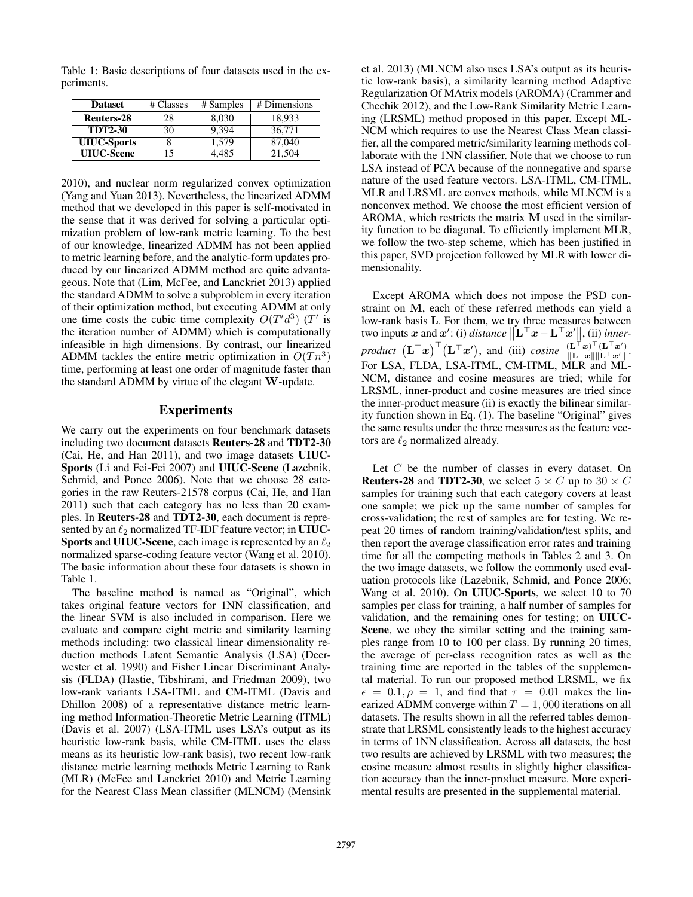Table 1: Basic descriptions of four datasets used in the experiments.

| Dataset | # Classes | # Samples | # Dimensions |
|---|---|---|---|
| **Reuters-28** | 28 | 8,030 | 18,933 |
| **TDT2-30** | 30 | 9,394 | 36,771 |
| **UIUC-Sports** | 8 | 1,579 | 87,040 |
| **UIUC-Scene** | 15 | 4,485 | 21,504 |

2010), and nuclear norm regularized convex optimization (Yang and Yuan 2013). Nevertheless, the linearized ADMM method that we developed in this paper is self-motivated in the sense that it was derived for solving a particular optimization problem of low-rank metric learning. To the best of our knowledge, linearized ADMM has not been applied to metric learning before, and the analytic-form updates produced by our linearized ADMM method are quite advantageous. Note that (Lim, McFee, and Lanckriet 2013) applied the standard ADMM to solve a subproblem in every iteration of their optimization method, but executing ADMM at only one time costs the cubic time complexity $O(T'd^3)$ ($T'$ is the iteration number of ADMM) which is computationally infeasible in high dimensions. By contrast, our linearized ADMM tackles the entire metric optimization in $O(Tn^3)$ time, performing at least one order of magnitude faster than the standard ADMM by virtue of the elegant $\mathbf{W}$-update.

## Experiments

We carry out the experiments on four benchmark datasets including two document datasets **Reuters-28** and **TDT2-30** (Cai, He, and Han 2011), and two image datasets **UIUC-Sports** (Li and Fei-Fei 2007) and **UIUC-Scene** (Lazebnik, Schmid, and Ponce 2006). Note that we choose 28 categories in the raw Reuters-21578 corpus (Cai, He, and Han 2011) such that each category has no less than 20 examples. In **Reuters-28** and **TDT2-30**, each document is represented by an $\ell_2$ normalized TF-IDF feature vector; in **UIUC-Sports** and **UIUC-Scene**, each image is represented by an $\ell_2$ normalized sparse-coding feature vector (Wang et al. 2010). The basic information about these four datasets is shown in Table 1.

The baseline method is named as "Original", which takes original feature vectors for 1NN classification, and the linear SVM is also included in comparison. Here we evaluate and compare eight metric and similarity learning methods including: two classical linear dimensionality reduction methods Latent Semantic Analysis (LSA) (Deerwester et al. 1990) and Fisher Linear Discriminant Analysis (FLDA) (Hastie, Tibshirani, and Friedman 2009), two low-rank variants LSA-ITML and CM-ITML (Davis and Dhillon 2008) of a representative distance metric learning method Information-Theoretic Metric Learning (ITML) (Davis et al. 2007) (LSA-ITML uses LSA's output as its heuristic low-rank basis, while CM-ITML uses the class means as its heuristic low-rank basis), two recent low-rank distance metric learning methods Metric Learning to Rank (MLR) (McFee and Lanckriet 2010) and Metric Learning for the Nearest Class Mean classifier (MLNCM) (Mensink et al. 2013) (MLNCM also uses LSA's output as its heuristic low-rank basis), a similarity learning method Adaptive Regularization Of MAtrix models (AROMA) (Crammer and Chechik 2012), and the Low-Rank Similarity Metric Learning (LRSML) method proposed in this paper. Except MLNCM which requires to use the Nearest Class Mean classifier, all the compared metric/similarity learning methods collaborate with the 1NN classifier. Note that we choose to run LSA instead of PCA because of the nonnegative and sparse nature of the used feature vectors. LSA-ITML, CM-ITML, MLR and LRSML are convex methods, while MLNCM is a nonconvex method. We choose the most efficient version of AROMA, which restricts the matrix $\mathbf{M}$ used in the similarity function to be diagonal. To efficiently implement MLR, we follow the two-step scheme, which has been justified in this paper, SVD projection followed by MLR with lower dimensionality.

Except AROMA which does not impose the PSD constraint on $\mathbf{M}$, each of these referred methods can yield a low-rank basis $\mathbf{L}$. For them, we try three measures between two inputs $\boldsymbol{x}$ and $\boldsymbol{x}'$: (i) *distance* $\|\mathbf{L}^\top \boldsymbol{x} - \mathbf{L}^\top \boldsymbol{x}'\|$, (ii) *inner-product* $(\mathbf{L}^\top \boldsymbol{x})^\top (\mathbf{L}^\top \boldsymbol{x}')$, and (iii) *cosine* $\frac{(\mathbf{L}^\top \boldsymbol{x})^\top (\mathbf{L}^\top \boldsymbol{x}')}{\|\mathbf{L}^\top \boldsymbol{x}\| \|\mathbf{L}^\top \boldsymbol{x}'\|}$. For LSA, FLDA, LSA-ITML, CM-ITML, MLR and MLNCM, distance and cosine measures are tried; while for LRSML, inner-product and cosine measures are tried since the inner-product measure (ii) is exactly the bilinear similarity function shown in Eq. (1). The baseline "Original" gives the same results under the three measures as the feature vectors are $\ell_2$ normalized already.

Let $C$ be the number of classes in every dataset. On **Reuters-28** and **TDT2-30**, we select $5 \times C$ up to $30 \times C$ samples for training such that each category covers at least one sample; we pick up the same number of samples for cross-validation; the rest of samples are for testing. We repeat 20 times of random training/validation/test splits, and then report the average classification error rates and training time for all the competing methods in Tables 2 and 3. On the two image datasets, we follow the commonly used evaluation protocols like (Lazebnik, Schmid, and Ponce 2006; Wang et al. 2010). On **UIUC-Sports**, we select 10 to 70 samples per class for training, a half number of samples for validation, and the remaining ones for testing; on **UIUC-Scene**, we obey the similar setting and the training samples range from 10 to 100 per class. By running 20 times, the average of per-class recognition rates as well as the training time are reported in the tables of the supplemental material. To run our proposed method LRSML, we fix $\epsilon = 0.1, \rho = 1$, and find that $\tau = 0.01$ makes the linearized ADMM converge within $T = 1,000$ iterations on all datasets. The results shown in all the referred tables demonstrate that LRSML consistently leads to the highest accuracy in terms of 1NN classification. Across all datasets, the best two results are achieved by LRSML with two measures; the cosine measure almost results in slightly higher classification accuracy than the inner-product measure. More experimental results are presented in the supplemental material.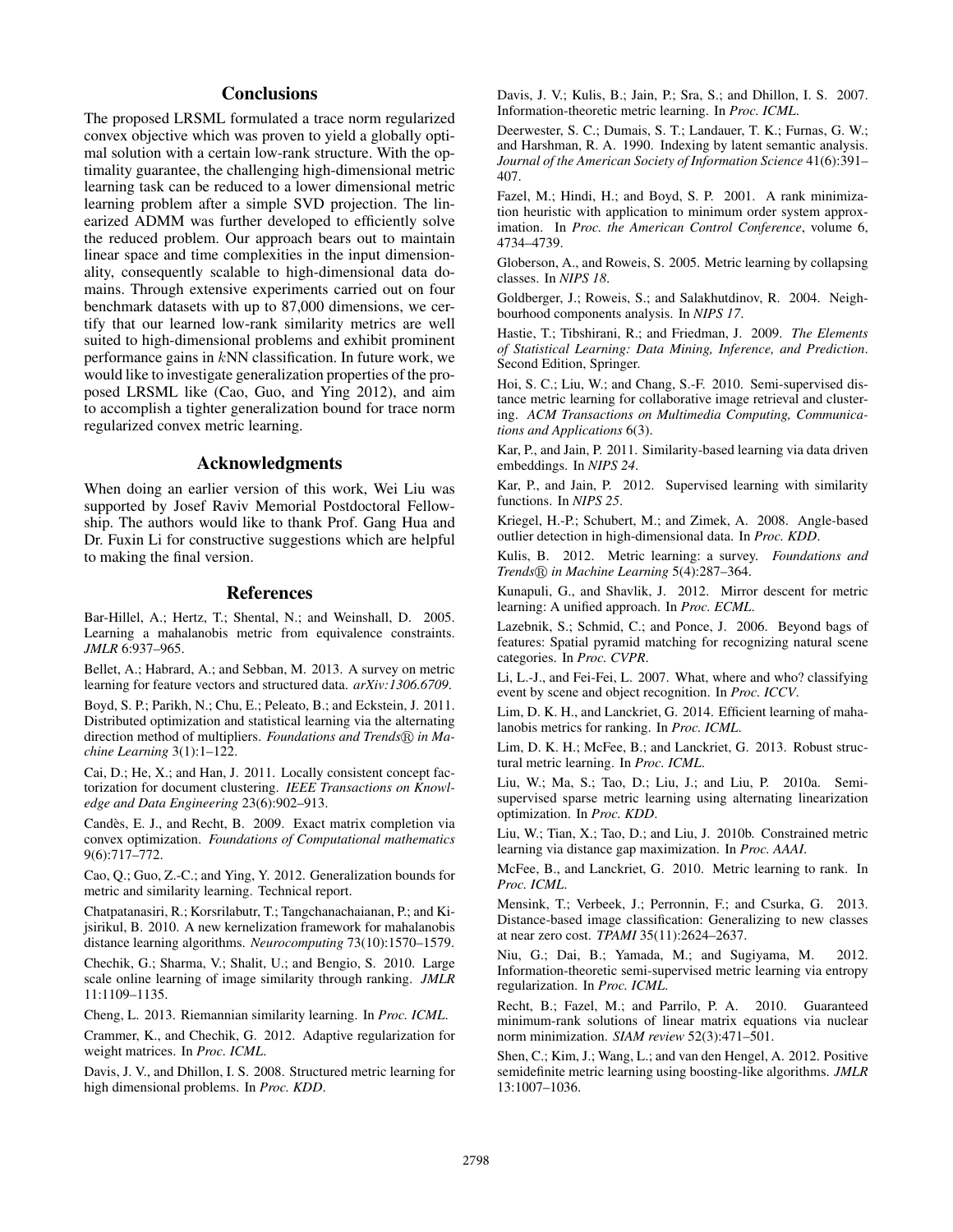## Conclusions

The proposed LRSML formulated a trace norm regularized convex objective which was proven to yield a globally optimal solution with a certain low-rank structure. With the optimality guarantee, the challenging high-dimensional metric learning task can be reduced to a lower dimensional metric learning problem after a simple SVD projection. The linearized ADMM was further developed to efficiently solve the reduced problem. Our approach bears out to maintain linear space and time complexities in the input dimensionality, consequently scalable to high-dimensional data domains. Through extensive experiments carried out on four benchmark datasets with up to 87,000 dimensions, we certify that our learned low-rank similarity metrics are well suited to high-dimensional problems and exhibit prominent performance gains in $k$NN classification. In future work, we would like to investigate generalization properties of the proposed LRSML like (Cao, Guo, and Ying 2012), and aim to accomplish a tighter generalization bound for trace norm regularized convex metric learning.

## Acknowledgments

When doing an earlier version of this work, Wei Liu was supported by Josef Raviv Memorial Postdoctoral Fellowship. The authors would like to thank Prof. Gang Hua and Dr. Fuxin Li for constructive suggestions which are helpful to making the final version.

## References

Bar-Hillel, A.; Hertz, T.; Shental, N.; and Weinshall, D. 2005. Learning a mahalanobis metric from equivalence constraints. *JMLR* 6:937–965.

Bellet, A.; Habrard, A.; and Sebban, M. 2013. A survey on metric learning for feature vectors and structured data. *arXiv:1306.6709*.

Boyd, S. P.; Parikh, N.; Chu, E.; Peleato, B.; and Eckstein, J. 2011. Distributed optimization and statistical learning via the alternating direction method of multipliers. *Foundations and Trends® in Machine Learning* 3(1):1–122.

Cai, D.; He, X.; and Han, J. 2011. Locally consistent concept factorization for document clustering. *IEEE Transactions on Knowledge and Data Engineering* 23(6):902–913.

Candès, E. J., and Recht, B. 2009. Exact matrix completion via convex optimization. *Foundations of Computational mathematics* 9(6):717–772.

Cao, Q.; Guo, Z.-C.; and Ying, Y. 2012. Generalization bounds for metric and similarity learning. Technical report.

Chatpatanasiri, R.; Korsrilabutr, T.; Tangchanachaianan, P.; and Kijsirikul, B. 2010. A new kernelization framework for mahalanobis distance learning algorithms. *Neurocomputing* 73(10):1570–1579.

Chechik, G.; Sharma, V.; Shalit, U.; and Bengio, S. 2010. Large scale online learning of image similarity through ranking. *JMLR* 11:1109–1135.

Cheng, L. 2013. Riemannian similarity learning. In *Proc. ICML*.

Crammer, K., and Chechik, G. 2012. Adaptive regularization for weight matrices. In *Proc. ICML*.

Davis, J. V., and Dhillon, I. S. 2008. Structured metric learning for high dimensional problems. In *Proc. KDD*.

Davis, J. V.; Kulis, B.; Jain, P.; Sra, S.; and Dhillon, I. S. 2007. Information-theoretic metric learning. In *Proc. ICML*.

Deerwester, S. C.; Dumais, S. T.; Landauer, T. K.; Furnas, G. W.; and Harshman, R. A. 1990. Indexing by latent semantic analysis. *Journal of the American Society of Information Science* 41(6):391–407.

Fazel, M.; Hindi, H.; and Boyd, S. P. 2001. A rank minimization heuristic with application to minimum order system approximation. In *Proc. the American Control Conference*, volume 6, 4734–4739.

Globerson, A., and Roweis, S. 2005. Metric learning by collapsing classes. In *NIPS 18*.

Goldberger, J.; Roweis, S.; and Salakhutdinov, R. 2004. Neighbourhood components analysis. In *NIPS 17*.

Hastie, T.; Tibshirani, R.; and Friedman, J. 2009. *The Elements of Statistical Learning: Data Mining, Inference, and Prediction*. Second Edition, Springer.

Hoi, S. C.; Liu, W.; and Chang, S.-F. 2010. Semi-supervised distance metric learning for collaborative image retrieval and clustering. *ACM Transactions on Multimedia Computing, Communications and Applications* 6(3).

Kar, P., and Jain, P. 2011. Similarity-based learning via data driven embeddings. In *NIPS 24*.

Kar, P., and Jain, P. 2012. Supervised learning with similarity functions. In *NIPS 25*.

Kriegel, H.-P.; Schubert, M.; and Zimek, A. 2008. Angle-based outlier detection in high-dimensional data. In *Proc. KDD*.

Kulis, B. 2012. Metric learning: a survey. *Foundations and Trends® in Machine Learning* 5(4):287–364.

Kunapuli, G., and Shavlik, J. 2012. Mirror descent for metric learning: A unified approach. In *Proc. ECML*.

Lazebnik, S.; Schmid, C.; and Ponce, J. 2006. Beyond bags of features: Spatial pyramid matching for recognizing natural scene categories. In *Proc. CVPR*.

Li, L.-J., and Fei-Fei, L. 2007. What, where and who? classifying event by scene and object recognition. In *Proc. ICCV*.

Lim, D. K. H., and Lanckriet, G. 2014. Efficient learning of mahalanobis metrics for ranking. In *Proc. ICML*.

Lim, D. K. H.; McFee, B.; and Lanckriet, G. 2013. Robust structural metric learning. In *Proc. ICML*.

Liu, W.; Ma, S.; Tao, D.; Liu, J.; and Liu, P. 2010a. Semi-supervised sparse metric learning using alternating linearization optimization. In *Proc. KDD*.

Liu, W.; Tian, X.; Tao, D.; and Liu, J. 2010b. Constrained metric learning via distance gap maximization. In *Proc. AAAI*.

McFee, B., and Lanckriet, G. 2010. Metric learning to rank. In *Proc. ICML*.

Mensink, T.; Verbeek, J.; Perronnin, F.; and Csurka, G. 2013. Distance-based image classification: Generalizing to new classes at near zero cost. *TPAMI* 35(11):2624–2637.

Niu, G.; Dai, B.; Yamada, M.; and Sugiyama, M. 2012. Information-theoretic semi-supervised metric learning via entropy regularization. In *Proc. ICML*.

Recht, B.; Fazel, M.; and Parrilo, P. A. 2010. Guaranteed minimum-rank solutions of linear matrix equations via nuclear norm minimization. *SIAM review* 52(3):471–501.

Shen, C.; Kim, J.; Wang, L.; and van den Hengel, A. 2012. Positive semidefinite metric learning using boosting-like algorithms. *JMLR* 13:1007–1036.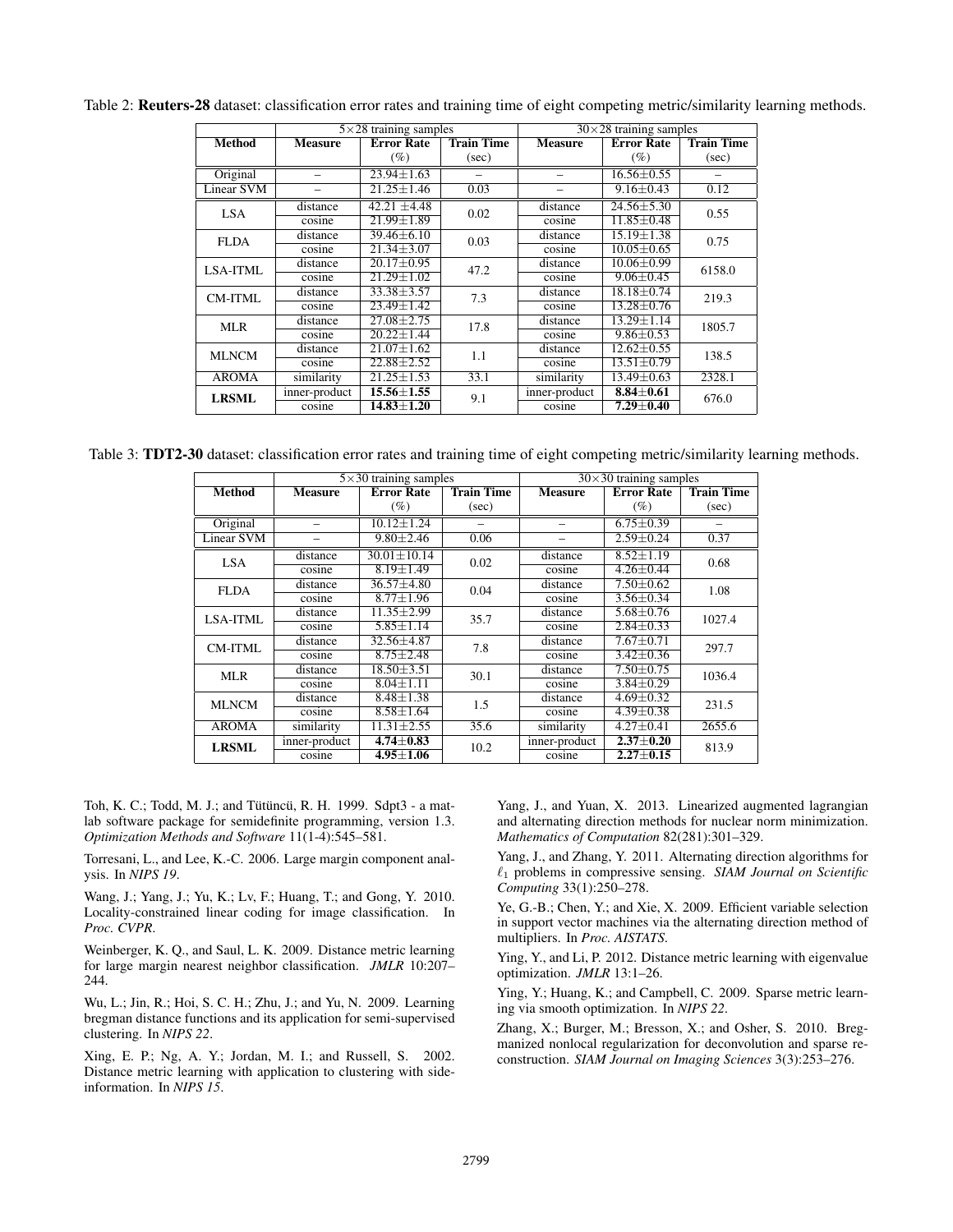Table 2: **Reuters-28** dataset: classification error rates and training time of eight competing metric/similarity learning methods.

| | 5×28 training samples | | | 30×28 training samples | | |
|---|---|---|---|---|---|---|
| **Method** | **Measure** | **Error Rate** (%) | **Train Time** (sec) | **Measure** | **Error Rate** (%) | **Train Time** (sec) |
| Original | – | 23.94±1.63 | – | – | 16.56±0.55 | – |
| Linear SVM | – | 21.25±1.46 | 0.03 | – | 9.16±0.43 | 0.12 |
| LSA | distance | 42.21 ±4.48 | 0.02 | distance | 24.56±5.30 | 0.55 |
| | cosine | 21.99±1.89 | | cosine | 11.85±0.48 | |
| FLDA | distance | 39.46±6.10 | 0.03 | distance | 15.19±1.38 | 0.75 |
| | cosine | 21.34±3.07 | | cosine | 10.05±0.65 | |
| LSA-ITML | distance | 20.17±0.95 | 47.2 | distance | 10.06±0.99 | 6158.0 |
| | cosine | 21.29±1.02 | | cosine | 9.06±0.45 | |
| CM-ITML | distance | 33.38±3.57 | 7.3 | distance | 18.18±0.74 | 219.3 |
| | cosine | 23.49±1.42 | | cosine | 13.28±0.76 | |
| MLR | distance | 27.08±2.75 | 17.8 | distance | 13.29±1.14 | 1805.7 |
| | cosine | 20.22±1.44 | | cosine | 9.86±0.53 | |
| MLNCM | distance | 21.07±1.62 | 1.1 | distance | 12.62±0.55 | 138.5 |
| | cosine | 22.88±2.52 | | cosine | 13.51±0.79 | |
| AROMA | similarity | 21.25±1.53 | 33.1 | similarity | 13.49±0.63 | 2328.1 |
| **LRSML** | inner-product | **15.56±1.55** | 9.1 | inner-product | **8.84±0.61** | 676.0 |
| | cosine | **14.83±1.20** | | cosine | **7.29±0.40** | |

Table 3: **TDT2-30** dataset: classification error rates and training time of eight competing metric/similarity learning methods.

| | 5×30 training samples | | | 30×30 training samples | | |
|---|---|---|---|---|---|---|
| **Method** | **Measure** | **Error Rate** (%) | **Train Time** (sec) | **Measure** | **Error Rate** (%) | **Train Time** (sec) |
| Original | – | 10.12±1.24 | – | – | 6.75±0.39 | – |
| Linear SVM | – | 9.80±2.46 | 0.06 | – | 2.59±0.24 | 0.37 |
| LSA | distance | 30.01±10.14 | 0.02 | distance | 8.52±1.19 | 0.68 |
| | cosine | 8.19±1.49 | | cosine | 4.26±0.44 | |
| FLDA | distance | 36.57±4.80 | 0.04 | distance | 7.50±0.62 | 1.08 |
| | cosine | 8.77±1.96 | | cosine | 3.56±0.34 | |
| LSA-ITML | distance | 11.35±2.99 | 35.7 | distance | 5.68±0.76 | 1027.4 |
| | cosine | 5.85±1.14 | | cosine | 2.84±0.33 | |
| CM-ITML | distance | 32.56±4.87 | 7.8 | distance | 7.67±0.71 | 297.7 |
| | cosine | 8.75±2.48 | | cosine | 3.42±0.36 | |
| MLR | distance | 18.50±3.51 | 30.1 | distance | 7.50±0.75 | 1036.4 |
| | cosine | 8.04±1.11 | | cosine | 3.84±0.29 | |
| MLNCM | distance | 8.48±1.38 | 1.5 | distance | 4.69±0.32 | 231.5 |
| | cosine | 8.58±1.64 | | cosine | 4.39±0.38 | |
| AROMA | similarity | 11.31±2.55 | 35.6 | similarity | 4.27±0.41 | 2655.6 |
| **LRSML** | inner-product | **4.74±0.83** | 10.2 | inner-product | **2.37±0.20** | 813.9 |
| | cosine | **4.95±1.06** | | cosine | **2.27±0.15** | |

Toh, K. C.; Todd, M. J.; and Tütüncü, R. H. 1999. Sdpt3 - a matlab software package for semidefinite programming, version 1.3. *Optimization Methods and Software* 11(1-4):545–581.

Torresani, L., and Lee, K.-C. 2006. Large margin component analysis. In *NIPS 19*.

Wang, J.; Yang, J.; Yu, K.; Lv, F.; Huang, T.; and Gong, Y. 2010. Locality-constrained linear coding for image classification. In *Proc. CVPR*.

Weinberger, K. Q., and Saul, L. K. 2009. Distance metric learning for large margin nearest neighbor classification. *JMLR* 10:207–244.

Wu, L.; Jin, R.; Hoi, S. C. H.; Zhu, J.; and Yu, N. 2009. Learning bregman distance functions and its application for semi-supervised clustering. In *NIPS 22*.

Xing, E. P.; Ng, A. Y.; Jordan, M. I.; and Russell, S. 2002. Distance metric learning with application to clustering with side-information. In *NIPS 15*.

Yang, J., and Yuan, X. 2013. Linearized augmented lagrangian and alternating direction methods for nuclear norm minimization. *Mathematics of Computation* 82(281):301–329.

Yang, J., and Zhang, Y. 2011. Alternating direction algorithms for $\ell_1$ problems in compressive sensing. *SIAM Journal on Scientific Computing* 33(1):250–278.

Ye, G.-B.; Chen, Y.; and Xie, X. 2009. Efficient variable selection in support vector machines via the alternating direction method of multipliers. In *Proc. AISTATS*.

Ying, Y., and Li, P. 2012. Distance metric learning with eigenvalue optimization. *JMLR* 13:1–26.

Ying, Y.; Huang, K.; and Campbell, C. 2009. Sparse metric learning via smooth optimization. In *NIPS 22*.

Zhang, X.; Burger, M.; Bresson, X.; and Osher, S. 2010. Bregmanized nonlocal regularization for deconvolution and sparse reconstruction. *SIAM Journal on Imaging Sciences* 3(3):253–276.